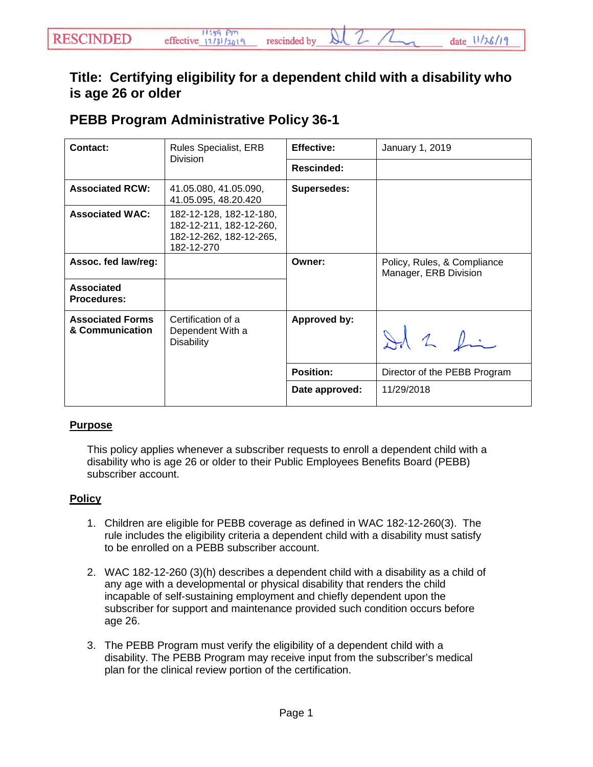RESCINDED effective 11:59 pm 12/31/2019 rescinded by [signature] date 11/26/19

# Title: Certifying eligibility for a dependent child with a disability who is age 26 or older

## PEBB Program Administrative Policy 36-1

| **Contact:** | Rules Specialist, ERB Division | **Effective:** | January 1, 2019 |
|---|---|---|---|
| | | **Rescinded:** | |
| **Associated RCW:** | 41.05.080, 41.05.090, 41.05.095, 48.20.420 | **Supersedes:** | |
| **Associated WAC:** | 182-12-128, 182-12-180, 182-12-211, 182-12-260, 182-12-262, 182-12-265, 182-12-270 | | |
| **Assoc. fed law/reg:** | | **Owner:** | Policy, Rules, & Compliance Manager, ERB Division |
| **Associated Procedures:** | | | |
| **Associated Forms & Communication** | Certification of a Dependent With a Disability | **Approved by:** | [signature] |
| | | **Position:** | Director of the PEBB Program |
| | | **Date approved:** | 11/29/2018 |

**Purpose**

This policy applies whenever a subscriber requests to enroll a dependent child with a disability who is age 26 or older to their Public Employees Benefits Board (PEBB) subscriber account.

**Policy**

1. Children are eligible for PEBB coverage as defined in WAC 182-12-260(3). The rule includes the eligibility criteria a dependent child with a disability must satisfy to be enrolled on a PEBB subscriber account.

2. WAC 182-12-260 (3)(h) describes a dependent child with a disability as a child of any age with a developmental or physical disability that renders the child incapable of self-sustaining employment and chiefly dependent upon the subscriber for support and maintenance provided such condition occurs before age 26.

3. The PEBB Program must verify the eligibility of a dependent child with a disability. The PEBB Program may receive input from the subscriber's medical plan for the clinical review portion of the certification.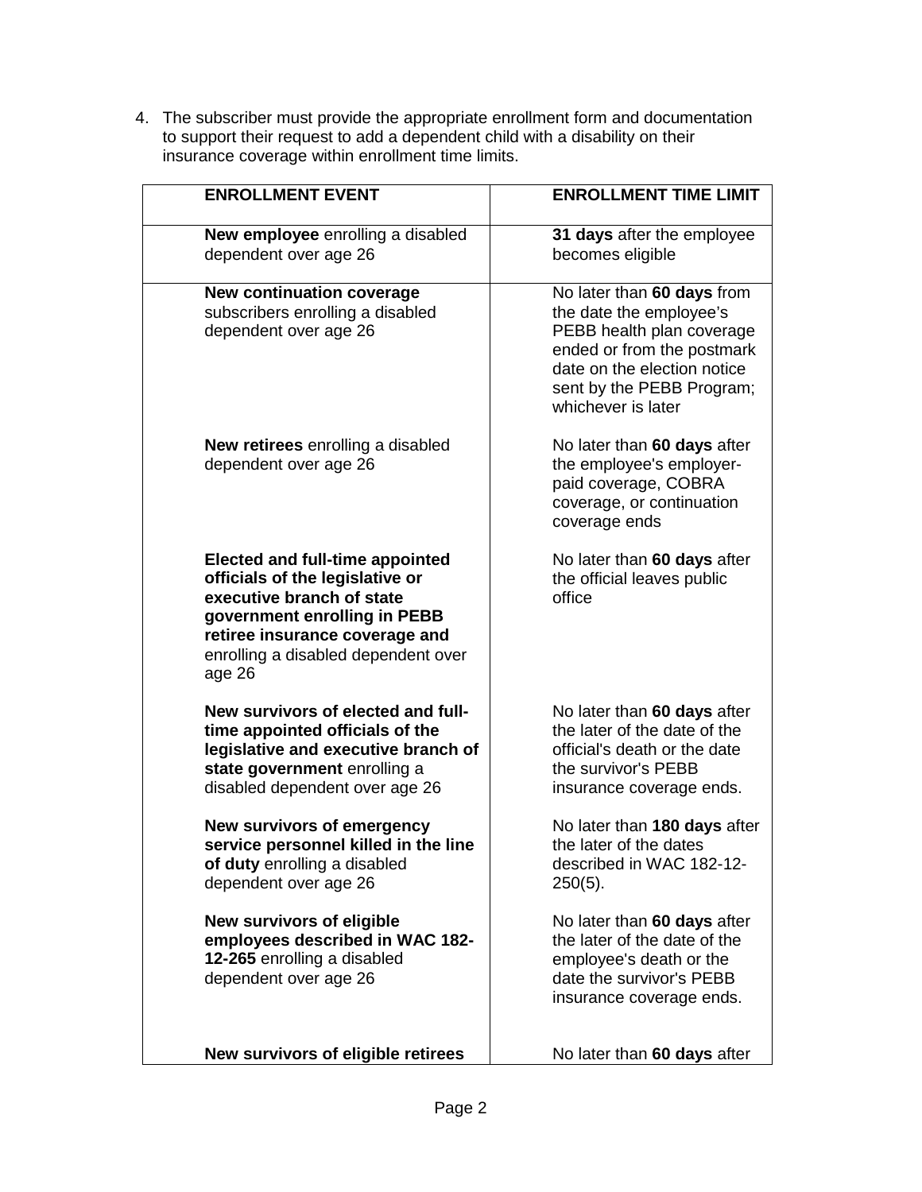4. The subscriber must provide the appropriate enrollment form and documentation to support their request to add a dependent child with a disability on their insurance coverage within enrollment time limits.

| ENROLLMENT EVENT | ENROLLMENT TIME LIMIT |
|---|---|
| **New employee** enrolling a disabled dependent over age 26 | **31 days** after the employee becomes eligible |
| **New continuation coverage** subscribers enrolling a disabled dependent over age 26 | No later than **60 days** from the date the employee's PEBB health plan coverage ended or from the postmark date on the election notice sent by the PEBB Program; whichever is later |
| **New retirees** enrolling a disabled dependent over age 26 | No later than **60 days** after the employee's employer-paid coverage, COBRA coverage, or continuation coverage ends |
| **Elected and full-time appointed officials of the legislative or executive branch of state government enrolling in PEBB retiree insurance coverage and** enrolling a disabled dependent over age 26 | No later than **60 days** after the official leaves public office |
| **New survivors of elected and full-time appointed officials of the legislative and executive branch of state government** enrolling a disabled dependent over age 26 | No later than **60 days** after the later of the date of the official's death or the date the survivor's PEBB insurance coverage ends. |
| **New survivors of emergency service personnel killed in the line of duty** enrolling a disabled dependent over age 26 | No later than **180 days** after the later of the dates described in WAC 182-12-250(5). |
| **New survivors of eligible employees described in WAC 182-12-265** enrolling a disabled dependent over age 26 | No later than **60 days** after the later of the date of the employee's death or the date the survivor's PEBB insurance coverage ends. |
| **New survivors of eligible retirees** | No later than **60 days** after |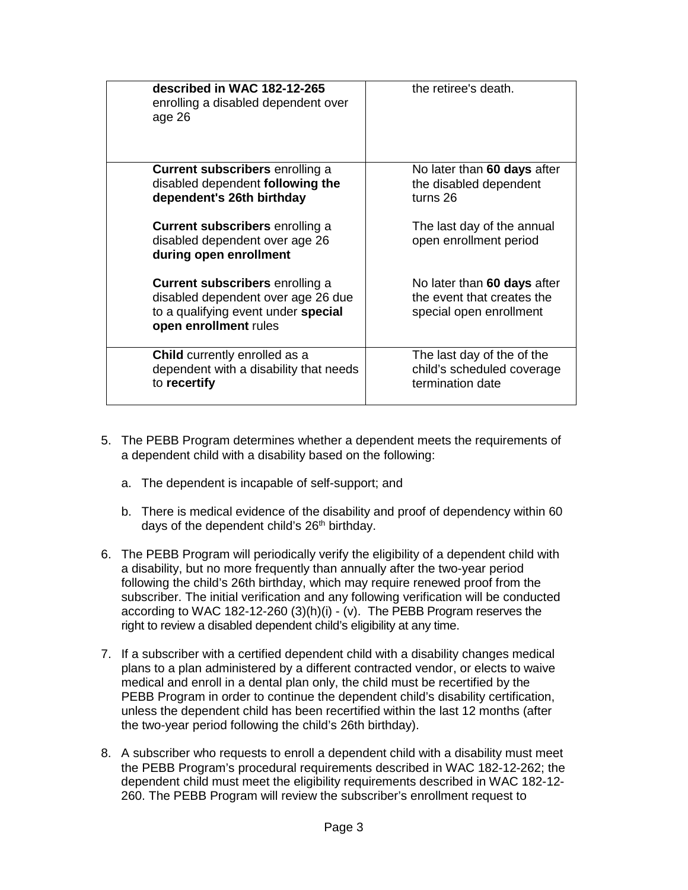| | |
|---|---|
| **described in WAC 182-12-265** enrolling a disabled dependent over age 26 | the retiree's death. |
| **Current subscribers** enrolling a disabled dependent **following the dependent's 26th birthday**<br><br>**Current subscribers** enrolling a disabled dependent over age 26 **during open enrollment**<br><br>**Current subscribers** enrolling a disabled dependent over age 26 due to a qualifying event under **special open enrollment** rules | No later than **60 days** after the disabled dependent turns 26<br><br>The last day of the annual open enrollment period<br><br>No later than **60 days** after the event that creates the special open enrollment |
| **Child** currently enrolled as a dependent with a disability that needs to **recertify** | The last day of the of the child's scheduled coverage termination date |

5. The PEBB Program determines whether a dependent meets the requirements of a dependent child with a disability based on the following:

   a. The dependent is incapable of self-support; and

   b. There is medical evidence of the disability and proof of dependency within 60 days of the dependent child's 26th birthday.

6. The PEBB Program will periodically verify the eligibility of a dependent child with a disability, but no more frequently than annually after the two-year period following the child's 26th birthday, which may require renewed proof from the subscriber. The initial verification and any following verification will be conducted according to WAC 182-12-260 (3)(h)(i) - (v). The PEBB Program reserves the right to review a disabled dependent child's eligibility at any time.

7. If a subscriber with a certified dependent child with a disability changes medical plans to a plan administered by a different contracted vendor, or elects to waive medical and enroll in a dental plan only, the child must be recertified by the PEBB Program in order to continue the dependent child's disability certification, unless the dependent child has been recertified within the last 12 months (after the two-year period following the child's 26th birthday).

8. A subscriber who requests to enroll a dependent child with a disability must meet the PEBB Program's procedural requirements described in WAC 182-12-262; the dependent child must meet the eligibility requirements described in WAC 182-12-260. The PEBB Program will review the subscriber's enrollment request to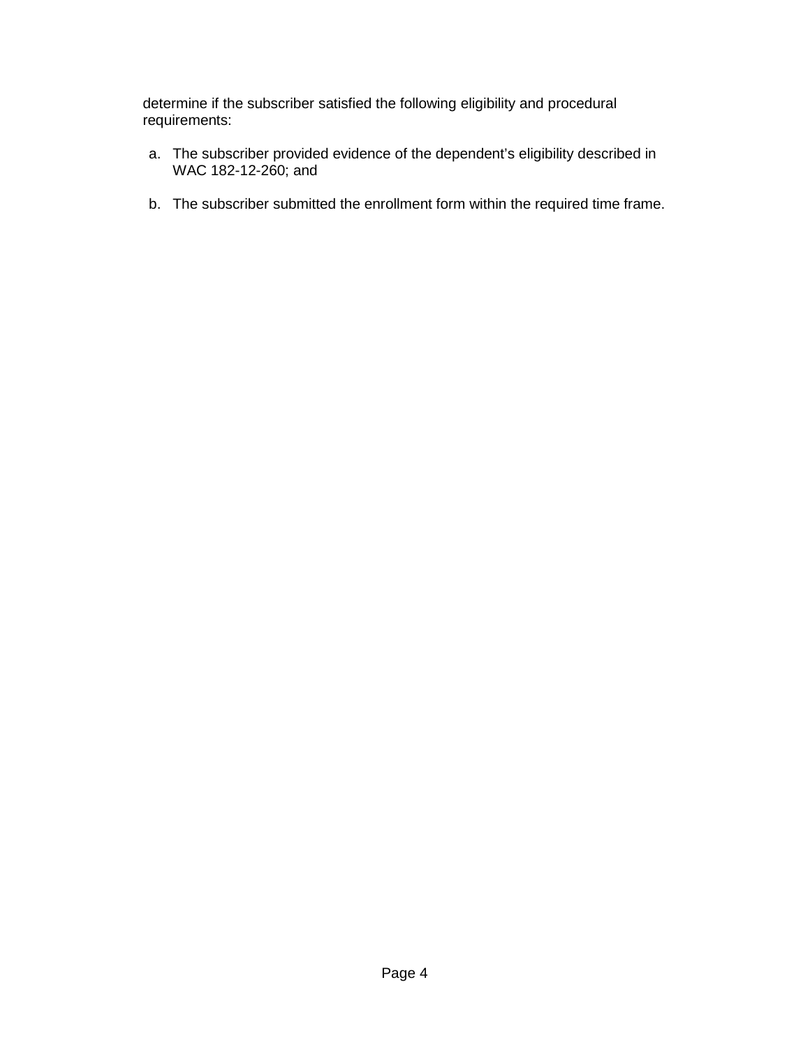determine if the subscriber satisfied the following eligibility and procedural requirements:

a. The subscriber provided evidence of the dependent’s eligibility described in WAC 182-12-260; and

b. The subscriber submitted the enrollment form within the required time frame.